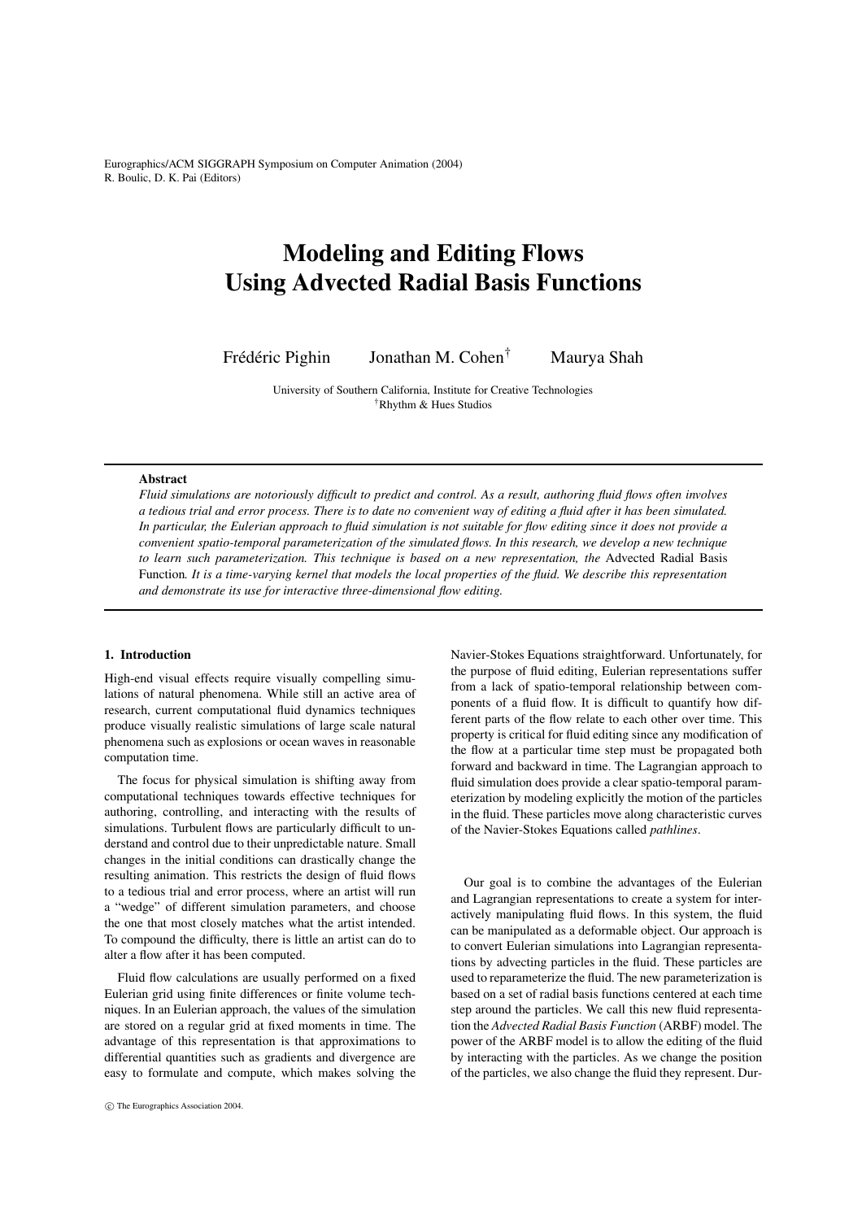# Modeling and Editing Flows Using Advected Radial Basis Functions

Frédéric Pighin   Jonathan M. Cohen[†]   Maurya Shah

University of Southern California, Institute for Creative Technologies
[†]Rhythm & Hues Studios

## Abstract

*Fluid simulations are notoriously difficult to predict and control. As a result, authoring fluid flows often involves a tedious trial and error process. There is to date no convenient way of editing a fluid after it has been simulated. In particular, the Eulerian approach to fluid simulation is not suitable for flow editing since it does not provide a convenient spatio-temporal parameterization of the simulated flows. In this research, we develop a new technique to learn such parameterization. This technique is based on a new representation, the* Advected Radial Basis Function*. It is a time-varying kernel that models the local properties of the fluid. We describe this representation and demonstrate its use for interactive three-dimensional flow editing.*

## 1. Introduction

High-end visual effects require visually compelling simulations of natural phenomena. While still an active area of research, current computational fluid dynamics techniques produce visually realistic simulations of large scale natural phenomena such as explosions or ocean waves in reasonable computation time.

The focus for physical simulation is shifting away from computational techniques towards effective techniques for authoring, controlling, and interacting with the results of simulations. Turbulent flows are particularly difficult to understand and control due to their unpredictable nature. Small changes in the initial conditions can drastically change the resulting animation. This restricts the design of fluid flows to a tedious trial and error process, where an artist will run a "wedge" of different simulation parameters, and choose the one that most closely matches what the artist intended. To compound the difficulty, there is little an artist can do to alter a flow after it has been computed.

Fluid flow calculations are usually performed on a fixed Eulerian grid using finite differences or finite volume techniques. In an Eulerian approach, the values of the simulation are stored on a regular grid at fixed moments in time. The advantage of this representation is that approximations to differential quantities such as gradients and divergence are easy to formulate and compute, which makes solving the Navier-Stokes Equations straightforward. Unfortunately, for the purpose of fluid editing, Eulerian representations suffer from a lack of spatio-temporal relationship between components of a fluid flow. It is difficult to quantify how different parts of the flow relate to each other over time. This property is critical for fluid editing since any modification of the flow at a particular time step must be propagated both forward and backward in time. The Lagrangian approach to fluid simulation does provide a clear spatio-temporal parameterization by modeling explicitly the motion of the particles in the fluid. These particles move along characteristic curves of the Navier-Stokes Equations called *pathlines*.

Our goal is to combine the advantages of the Eulerian and Lagrangian representations to create a system for interactively manipulating fluid flows. In this system, the fluid can be manipulated as a deformable object. Our approach is to convert Eulerian simulations into Lagrangian representations by advecting particles in the fluid. These particles are used to reparameterize the fluid. The new parameterization is based on a set of radial basis functions centered at each time step around the particles. We call this new fluid representation the *Advected Radial Basis Function* (ARBF) model. The power of the ARBF model is to allow the editing of the fluid by interacting with the particles. As we change the position of the particles, we also change the fluid they represent. Dur-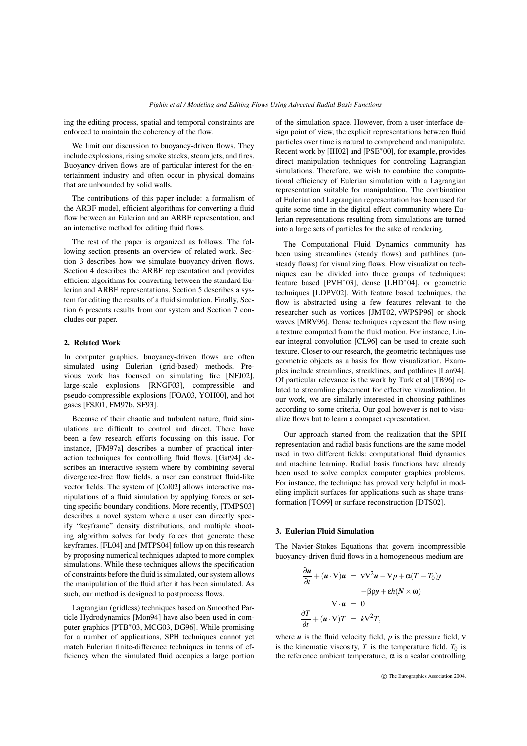ing the editing process, spatial and temporal constraints are enforced to maintain the coherency of the flow.

We limit our discussion to buoyancy-driven flows. They include explosions, rising smoke stacks, steam jets, and fires. Buoyancy-driven flows are of particular interest for the entertainment industry and often occur in physical domains that are unbounded by solid walls.

The contributions of this paper include: a formalism of the ARBF model, efficient algorithms for converting a fluid flow between an Eulerian and an ARBF representation, and an interactive method for editing fluid flows.

The rest of the paper is organized as follows. The following section presents an overview of related work. Section 3 describes how we simulate buoyancy-driven flows. Section 4 describes the ARBF representation and provides efficient algorithms for converting between the standard Eulerian and ARBF representations. Section 5 describes a system for editing the results of a fluid simulation. Finally, Section 6 presents results from our system and Section 7 concludes our paper.

## 2. Related Work

In computer graphics, buoyancy-driven flows are often simulated using Eulerian (grid-based) methods. Previous work has focused on simulating fire [NFJ02], large-scale explosions [RNGF03], compressible and pseudo-compressible explosions [FOA03, YOH00], and hot gases [FSJ01, FM97b, SF93].

Because of their chaotic and turbulent nature, fluid simulations are difficult to control and direct. There have been a few research efforts focussing on this issue. For instance, [FM97a] describes a number of practical interaction techniques for controlling fluid flows. [Gat94] describes an interactive system where by combining several divergence-free flow fields, a user can construct fluid-like vector fields. The system of [Col02] allows interactive manipulations of a fluid simulation by applying forces or setting specific boundary conditions. More recently, [TMPS03] describes a novel system where a user can directly specify "keyframe" density distributions, and multiple shooting algorithm solves for body forces that generate these keyframes. [FL04] and [MTPS04] follow up on this research by proposing numerical techniques adapted to more complex simulations. While these techniques allows the specification of constraints before the fluid is simulated, our system allows the manipulation of the fluid after it has been simulated. As such, our method is designed to postprocess flows.

Lagrangian (gridless) techniques based on Smoothed Particle Hydrodynamics [Mon94] have also been used in computer graphics [PTB*03, MCG03, DG96]. While promising for a number of applications, SPH techniques cannot yet match Eulerian finite-difference techniques in terms of efficiency when the simulated fluid occupies a large portion of the simulation space. However, from a user-interface design point of view, the explicit representations between fluid particles over time is natural to comprehend and manipulate. Recent work by [IH02] and [PSE*00], for example, provides direct manipulation techniques for controling Lagrangian simulations. Therefore, we wish to combine the computational efficiency of Eulerian simulation with a Lagrangian representation suitable for manipulation. The combination of Eulerian and Lagrangian representation has been used for quite some time in the digital effect community where Eulerian representations resulting from simulations are turned into a large sets of particles for the sake of rendering.

The Computational Fluid Dynamics community has been using streamlines (steady flows) and pathlines (unsteady flows) for visualizing flows. Flow visualization techniques can be divided into three groups of techniques: feature based [PVH*03], dense [LHD*04], or geometric techniques [LDPV02]. With feature based techniques, the flow is abstracted using a few features relevant to the researcher such as vortices [JMT02, vWPSP96] or shock waves [MRV96]. Dense techniques represent the flow using a texture computed from the fluid motion. For instance, Linear integral convolution [CL96] can be used to create such texture. Closer to our research, the geometric techniques use geometric objects as a basis for flow visualization. Examples include streamlines, streaklines, and pathlines [Lan94]. Of particular relevance is the work by Turk et al [TB96] related to streamline placement for effective vizualization. In our work, we are similarly interested in choosing pathlines according to some criteria. Our goal however is not to visualize flows but to learn a compact representation.

Our approach started from the realization that the SPH representation and radial basis functions are the same model used in two different fields: computational fluid dynamics and machine learning. Radial basis functions have already been used to solve complex computer graphics problems. For instance, the technique has proved very helpful in modeling implicit surfaces for applications such as shape transformation [TO99] or surface reconstruction [DTS02].

## 3. Eulerian Fluid Simulation

The Navier-Stokes Equations that govern incompressible buoyancy-driven fluid flows in a homogeneous medium are

$$
\begin{aligned}
\frac{\partial \boldsymbol{u}}{\partial t} + (\boldsymbol{u} \cdot \nabla)\boldsymbol{u} &= \nu \nabla^2 \boldsymbol{u} - \nabla p + \alpha (T - T_0)\boldsymbol{y} \\
&\quad - \beta \rho \boldsymbol{y} + \varepsilon h(\boldsymbol{N} \times \omega) \\
\nabla \cdot \boldsymbol{u} &= 0 \\
\frac{\partial T}{\partial t} + (\boldsymbol{u} \cdot \nabla) T &= k \nabla^2 T,
\end{aligned}
$$

where $\boldsymbol{u}$ is the fluid velocity field, $p$ is the pressure field, $\nu$ is the kinematic viscosity, $T$ is the temperature field, $T_0$ is the reference ambient temperature, $\alpha$ is a scalar controlling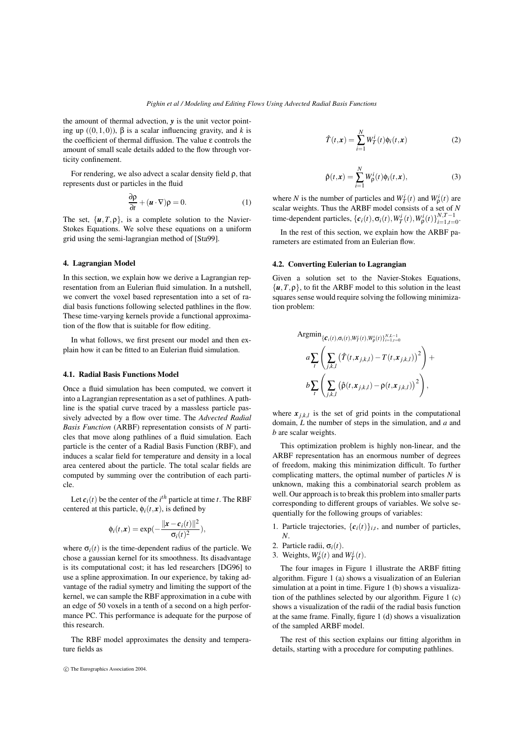the amount of thermal advection, $\boldsymbol{y}$ is the unit vector pointing up ($(0,1,0)$), $\beta$ is a scalar influencing gravity, and $k$ is the coefficient of thermal diffusion. The value $\varepsilon$ controls the amount of small scale details added to the flow through vorticity confinement.

For rendering, we also advect a scalar density field $\rho$, that represents dust or particles in the fluid

$$\frac{\partial \rho}{\partial t} + (\boldsymbol{u} \cdot \nabla)\rho = 0. \tag{1}$$

The set, $\{\boldsymbol{u}, T, \rho\}$, is a complete solution to the Navier-Stokes Equations. We solve these equations on a uniform grid using the semi-lagrangian method of [Sta99].

## 4. Lagrangian Model

In this section, we explain how we derive a Lagrangian representation from an Eulerian fluid simulation. In a nutshell, we convert the voxel based representation into a set of radial basis functions following selected pathlines in the flow. These time-varying kernels provide a functional approximation of the flow that is suitable for flow editing.

In what follows, we first present our model and then explain how it can be fitted to an Eulerian fluid simulation.

### 4.1. Radial Basis Functions Model

Once a fluid simulation has been computed, we convert it into a Lagrangian representation as a set of pathlines. A pathline is the spatial curve traced by a massless particle passively advected by a flow over time. The *Advected Radial Basis Function* (ARBF) representation consists of $N$ particles that move along pathlines of a fluid simulation. Each particle is the center of a Radial Basis Function (RBF), and induces a scalar field for temperature and density in a local area centered about the particle. The total scalar fields are computed by summing over the contribution of each particle.

Let $\boldsymbol{c}_i(t)$ be the center of the $i^{th}$ particle at time $t$. The RBF centered at this particle, $\phi_i(t, \boldsymbol{x})$, is defined by

$$\phi_i(t, \boldsymbol{x}) = \exp\left(-\frac{\|\boldsymbol{x} - \boldsymbol{c}_i(t)\|^2}{\sigma_i(t)^2}\right),$$

where $\sigma_i(t)$ is the time-dependent radius of the particle. We chose a gaussian kernel for its smoothness. Its disadvantage is its computational cost; it has led researchers [DG96] to use a spline approximation. In our experience, by taking advantage of the radial symetry and limiting the support of the kernel, we can sample the RBF approximation in a cube with an edge of 50 voxels in a tenth of a second on a high performance PC. This performance is adequate for the purpose of this research.

The RBF model approximates the density and temperature fields as

$$\hat{T}(t, \boldsymbol{x}) = \sum_{i=1}^{N} W_T^i(t)\phi_i(t, \boldsymbol{x}) \tag{2}$$

$$\hat{\rho}(t, \boldsymbol{x}) = \sum_{i=1}^{N} W_\rho^i(t)\phi_i(t, \boldsymbol{x}), \tag{3}$$

where $N$ is the number of particles and $W_T^i(t)$ and $W_\rho^i(t)$ are scalar weights. Thus the ARBF model consists of a set of $N$ time-dependent particles, $\{\boldsymbol{c}_i(t), \sigma_i(t), W_T^i(t), W_\rho^i(t)\}_{i=1,t=0}^{N,T-1}$.

In the rest of this section, we explain how the ARBF parameters are estimated from an Eulerian flow.

### 4.2. Converting Eulerian to Lagrangian

Given a solution set to the Navier-Stokes Equations, $\{\boldsymbol{u}, T, \rho\}$, to fit the ARBF model to this solution in the least squares sense would require solving the following minimization problem:

$$\begin{aligned}
&\text{Argmin}_{\{\boldsymbol{c}_i(t), \sigma_i(t), W_T^i(t), W_\rho^i(t)\}_{i=1,t=0}^{N,L-1}} \\
&a \sum_t \left( \sum_{j,k,l} \left(\hat{T}(t, \boldsymbol{x}_{j,k,l}) - T(t, \boldsymbol{x}_{j,k,l})\right)^2 \right) + \\
&b \sum_t \left( \sum_{j,k,l} \left(\hat{\rho}(t, \boldsymbol{x}_{j,k,l}) - \rho(t, \boldsymbol{x}_{j,k,l})\right)^2 \right),
\end{aligned}$$

where $\boldsymbol{x}_{j,k,l}$ is the set of grid points in the computational domain, $L$ the number of steps in the simulation, and $a$ and $b$ are scalar weights.

This optimization problem is highly non-linear, and the ARBF representation has an enormous number of degrees of freedom, making this minimization difficult. To further complicating matters, the optimal number of particles $N$ is unknown, making this a combinatorial search problem as well. Our approach is to break this problem into smaller parts corresponding to different groups of variables. We solve sequentially for the following groups of variables:

1. Particle trajectories, $\{\boldsymbol{c}_i(t)\}_{i,t}$, and number of particles, $N$.
2. Particle radii, $\sigma_i(t)$.
3. Weights, $W_\rho^i(t)$ and $W_T^i(t)$.

The four images in Figure 1 illustrate the ARBF fitting algorithm. Figure 1 (a) shows a visualization of an Eulerian simulation at a point in time. Figure 1 (b) shows a visualization of the pathlines selected by our algorithm. Figure 1 (c) shows a visualization of the radii of the radial basis function at the same frame. Finally, figure 1 (d) shows a visualization of the sampled ARBF model.

The rest of this section explains our fitting algorithm in details, starting with a procedure for computing pathlines.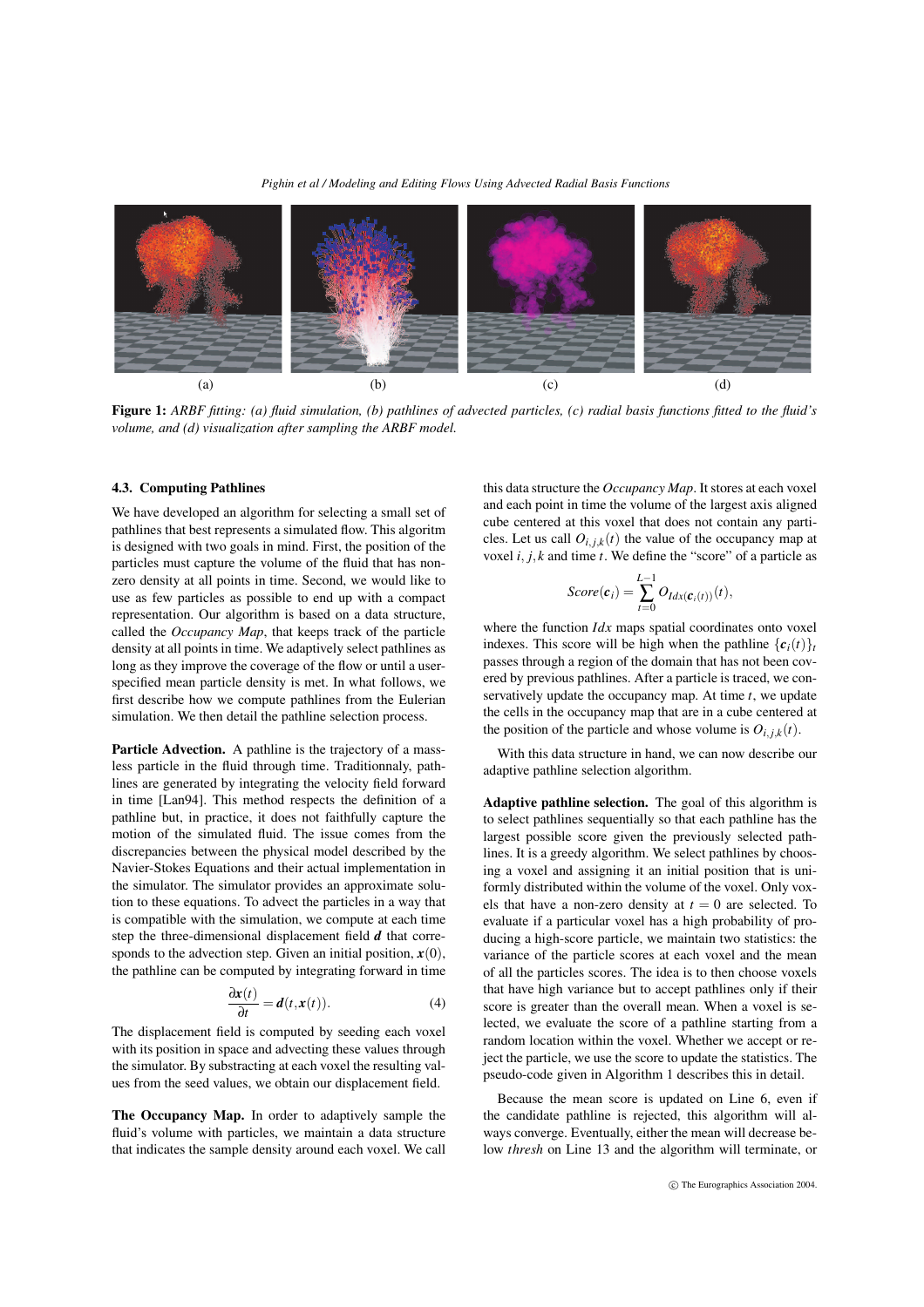(a) (b) (c) (d)

**Figure 1:** *ARBF fitting: (a) fluid simulation, (b) pathlines of advected particles, (c) radial basis functions fitted to the fluid's volume, and (d) visualization after sampling the ARBF model.*

### 4.3. Computing Pathlines

We have developed an algorithm for selecting a small set of pathlines that best represents a simulated flow. This algoritm is designed with two goals in mind. First, the position of the particles must capture the volume of the fluid that has non-zero density at all points in time. Second, we would like to use as few particles as possible to end up with a compact representation. Our algorithm is based on a data structure, called the *Occupancy Map*, that keeps track of the particle density at all points in time. We adaptively select pathlines as long as they improve the coverage of the flow or until a user-specified mean particle density is met. In what follows, we first describe how we compute pathlines from the Eulerian simulation. We then detail the pathline selection process.

**Particle Advection.** A pathline is the trajectory of a massless particle in the fluid through time. Traditionnaly, pathlines are generated by integrating the velocity field forward in time [Lan94]. This method respects the definition of a pathline but, in practice, it does not faithfully capture the motion of the simulated fluid. The issue comes from the discrepancies between the physical model described by the Navier-Stokes Equations and their actual implementation in the simulator. The simulator provides an approximate solution to these equations. To advect the particles in a way that is compatible with the simulation, we compute at each time step the three-dimensional displacement field $\boldsymbol{d}$ that corresponds to the advection step. Given an initial position, $\boldsymbol{x}(0)$, the pathline can be computed by integrating forward in time

$$\frac{\partial \boldsymbol{x}(t)}{\partial t} = \boldsymbol{d}(t, \boldsymbol{x}(t)). \tag{4}$$

The displacement field is computed by seeding each voxel with its position in space and advecting these values through the simulator. By substracting at each voxel the resulting values from the seed values, we obtain our displacement field.

**The Occupancy Map.** In order to adaptively sample the fluid's volume with particles, we maintain a data structure that indicates the sample density around each voxel. We call this data structure the *Occupancy Map*. It stores at each voxel and each point in time the volume of the largest axis aligned cube centered at this voxel that does not contain any particles. Let us call $O_{i,j,k}(t)$ the value of the occupancy map at voxel $i,j,k$ and time $t$. We define the "score" of a particle as

$$Score(\boldsymbol{c}_i) = \sum_{t=0}^{L-1} O_{Idx(\boldsymbol{c}_i(t))}(t),$$

where the function $Idx$ maps spatial coordinates onto voxel indexes. This score will be high when the pathline $\{\boldsymbol{c}_i(t)\}_t$ passes through a region of the domain that has not been covered by previous pathlines. After a particle is traced, we conservatively update the occupancy map. At time $t$, we update the cells in the occupancy map that are in a cube centered at the position of the particle and whose volume is $O_{i,j,k}(t)$.

With this data structure in hand, we can now describe our adaptive pathline selection algorithm.

**Adaptive pathline selection.** The goal of this algorithm is to select pathlines sequentially so that each pathline has the largest possible score given the previously selected pathlines. It is a greedy algorithm. We select pathlines by choosing a voxel and assigning it an initial position that is uniformly distributed within the volume of the voxel. Only voxels that have a non-zero density at $t = 0$ are selected. To evaluate if a particular voxel has a high probability of producing a high-score particle, we maintain two statistics: the variance of the particle scores at each voxel and the mean of all the particles scores. The idea is to then choose voxels that have high variance but to accept pathlines only if their score is greater than the overall mean. When a voxel is selected, we evaluate the score of a pathline starting from a random location within the voxel. Whether we accept or reject the particle, we use the score to update the statistics. The pseudo-code given in Algorithm 1 describes this in detail.

Because the mean score is updated on Line 6, even if the candidate pathline is rejected, this algorithm will always converge. Eventually, either the mean will decrease below *thresh* on Line 13 and the algorithm will terminate, or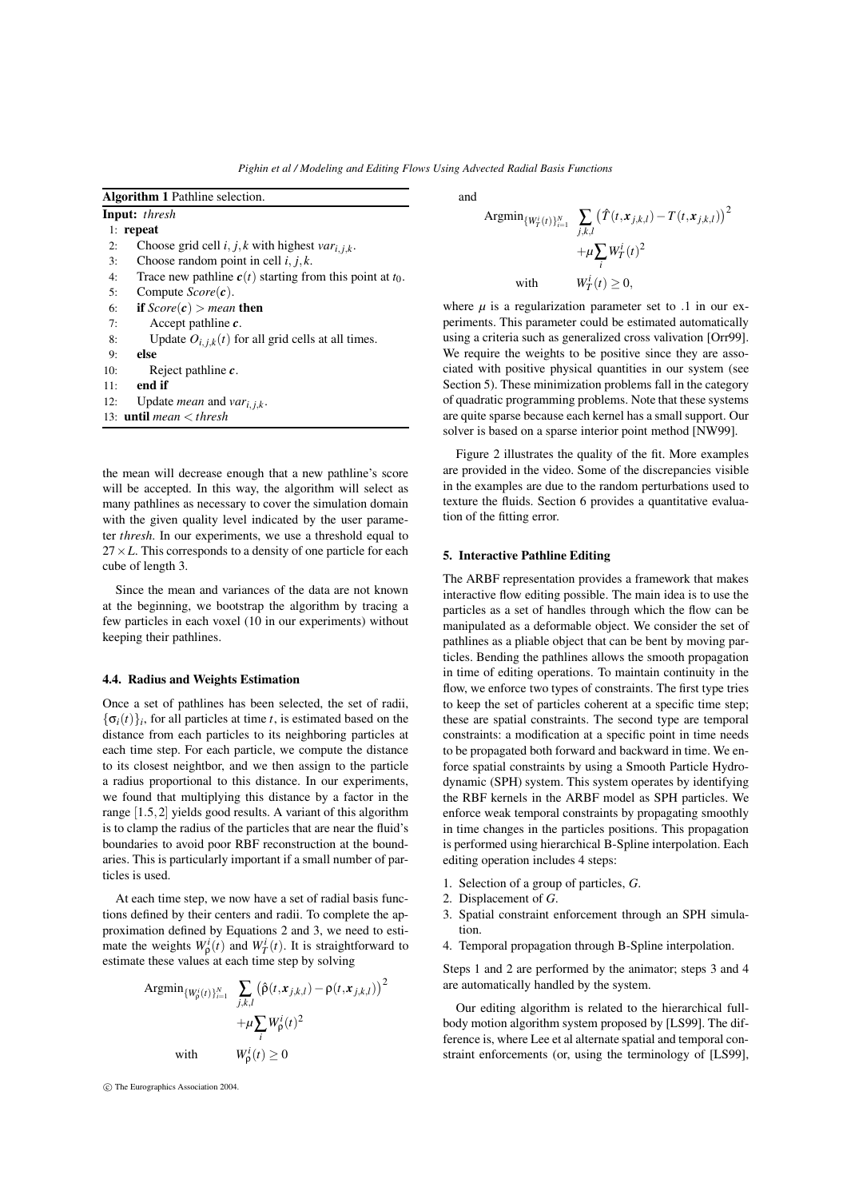**Algorithm 1** Pathline selection.

**Input:** *thresh*

```
1: repeat
2:    Choose grid cell i, j, k with highest var_{i,j,k}.
3:    Choose random point in cell i, j, k.
4:    Trace new pathline c(t) starting from this point at t_0.
5:    Compute Score(c).
6:    if Score(c) > mean then
7:       Accept pathline c.
8:       Update O_{i,j,k}(t) for all grid cells at all times.
9:    else
10:      Reject pathline c.
11:   end if
12:   Update mean and var_{i,j,k}.
13: until mean < thresh
```

the mean will decrease enough that a new pathline's score will be accepted. In this way, the algorithm will select as many pathlines as necessary to cover the simulation domain with the given quality level indicated by the user parameter *thresh*. In our experiments, we use a threshold equal to $27 \times L$. This corresponds to a density of one particle for each cube of length 3.

Since the mean and variances of the data are not known at the beginning, we bootstrap the algorithm by tracing a few particles in each voxel (10 in our experiments) without keeping their pathlines.

### 4.4. Radius and Weights Estimation

Once a set of pathlines has been selected, the set of radii, $\{\sigma_i(t)\}_i$, for all particles at time $t$, is estimated based on the distance from each particles to its neighboring particles at each time step. For each particle, we compute the distance to its closest neightbor, and we then assign to the particle a radius proportional to this distance. In our experiments, we found that multiplying this distance by a factor in the range $[1.5, 2]$ yields good results. A variant of this algorithm is to clamp the radius of the particles that are near the fluid's boundaries to avoid poor RBF reconstruction at the boundaries. This is particularly important if a small number of particles is used.

At each time step, we now have a set of radial basis functions defined by their centers and radii. To complete the approximation defined by Equations 2 and 3, we need to estimate the weights $W^i_\rho(t)$ and $W^i_T(t)$. It is straightforward to estimate these values at each time step by solving

$$\text{Argmin}_{\{W^i_\rho(t)\}_{i=1}^N} \quad \sum_{j,k,l} \left(\hat{\rho}(t, \boldsymbol{x}_{j,k,l}) - \rho(t, \boldsymbol{x}_{j,k,l})\right)^2 + \mu \sum_i W^i_\rho(t)^2$$

$$\text{with} \qquad W^i_\rho(t) \geq 0$$

and

$$\text{Argmin}_{\{W^i_T(t)\}_{i=1}^N} \quad \sum_{j,k,l} \left(\hat{T}(t, \boldsymbol{x}_{j,k,l}) - T(t, \boldsymbol{x}_{j,k,l})\right)^2 + \mu \sum_i W^i_T(t)^2$$

$$\text{with} \qquad W^i_T(t) \geq 0,$$

where $\mu$ is a regularization parameter set to .1 in our experiments. This parameter could be estimated automatically using a criteria such as generalized cross valivation [Orr99]. We require the weights to be positive since they are associated with positive physical quantities in our system (see Section 5). These minimization problems fall in the category of quadratic programming problems. Note that these systems are quite sparse because each kernel has a small support. Our solver is based on a sparse interior point method [NW99].

Figure 2 illustrates the quality of the fit. More examples are provided in the video. Some of the discrepancies visible in the examples are due to the random perturbations used to texture the fluids. Section 6 provides a quantitative evaluation of the fitting error.

## 5. Interactive Pathline Editing

The ARBF representation provides a framework that makes interactive flow editing possible. The main idea is to use the particles as a set of handles through which the flow can be manipulated as a deformable object. We consider the set of pathlines as a pliable object that can be bent by moving particles. Bending the pathlines allows the smooth propagation in time of editing operations. To maintain continuity in the flow, we enforce two types of constraints. The first type tries to keep the set of particles coherent at a specific time step; these are spatial constraints. The second type are temporal constraints: a modification at a specific point in time needs to be propagated both forward and backward in time. We enforce spatial constraints by using a Smooth Particle Hydrodynamic (SPH) system. This system operates by identifying the RBF kernels in the ARBF model as SPH particles. We enforce weak temporal constraints by propagating smoothly in time changes in the particles positions. This propagation is performed using hierarchical B-Spline interpolation. Each editing operation includes 4 steps:

1. Selection of a group of particles, $G$.
2. Displacement of $G$.
3. Spatial constraint enforcement through an SPH simulation.
4. Temporal propagation through B-Spline interpolation.

Steps 1 and 2 are performed by the animator; steps 3 and 4 are automatically handled by the system.

Our editing algorithm is related to the hierarchical full-body motion algorithm system proposed by [LS99]. The difference is, where Lee et al alternate spatial and temporal constraint enforcements (or, using the terminology of [LS99],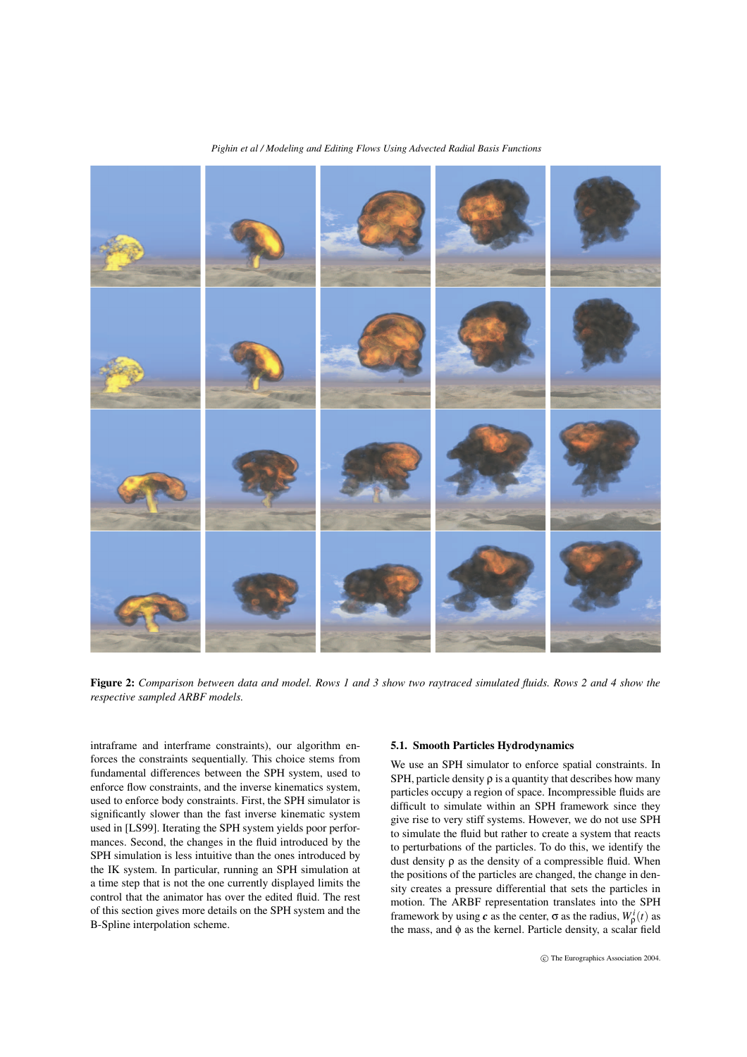**Figure 2:** *Comparison between data and model. Rows 1 and 3 show two raytraced simulated fluids. Rows 2 and 4 show the respective sampled ARBF models.*

intraframe and interframe constraints), our algorithm enforces the constraints sequentially. This choice stems from fundamental differences between the SPH system, used to enforce flow constraints, and the inverse kinematics system, used to enforce body constraints. First, the SPH simulator is significantly slower than the fast inverse kinematic system used in [LS99]. Iterating the SPH system yields poor performances. Second, the changes in the fluid introduced by the SPH simulation is less intuitive than the ones introduced by the IK system. In particular, running an SPH simulation at a time step that is not the one currently displayed limits the control that the animator has over the edited fluid. The rest of this section gives more details on the SPH system and the B-Spline interpolation scheme.

### 5.1. Smooth Particles Hydrodynamics

We use an SPH simulator to enforce spatial constraints. In SPH, particle density $\rho$ is a quantity that describes how many particles occupy a region of space. Incompressible fluids are difficult to simulate within an SPH framework since they give rise to very stiff systems. However, we do not use SPH to simulate the fluid but rather to create a system that reacts to perturbations of the particles. To do this, we identify the dust density $\rho$ as the density of a compressible fluid. When the positions of the particles are changed, the change in density creates a pressure differential that sets the particles in motion. The ARBF representation translates into the SPH framework by using $\boldsymbol{c}$ as the center, $\sigma$ as the radius, $W_{\rho}^{i}(t)$ as the mass, and $\phi$ as the kernel. Particle density, a scalar field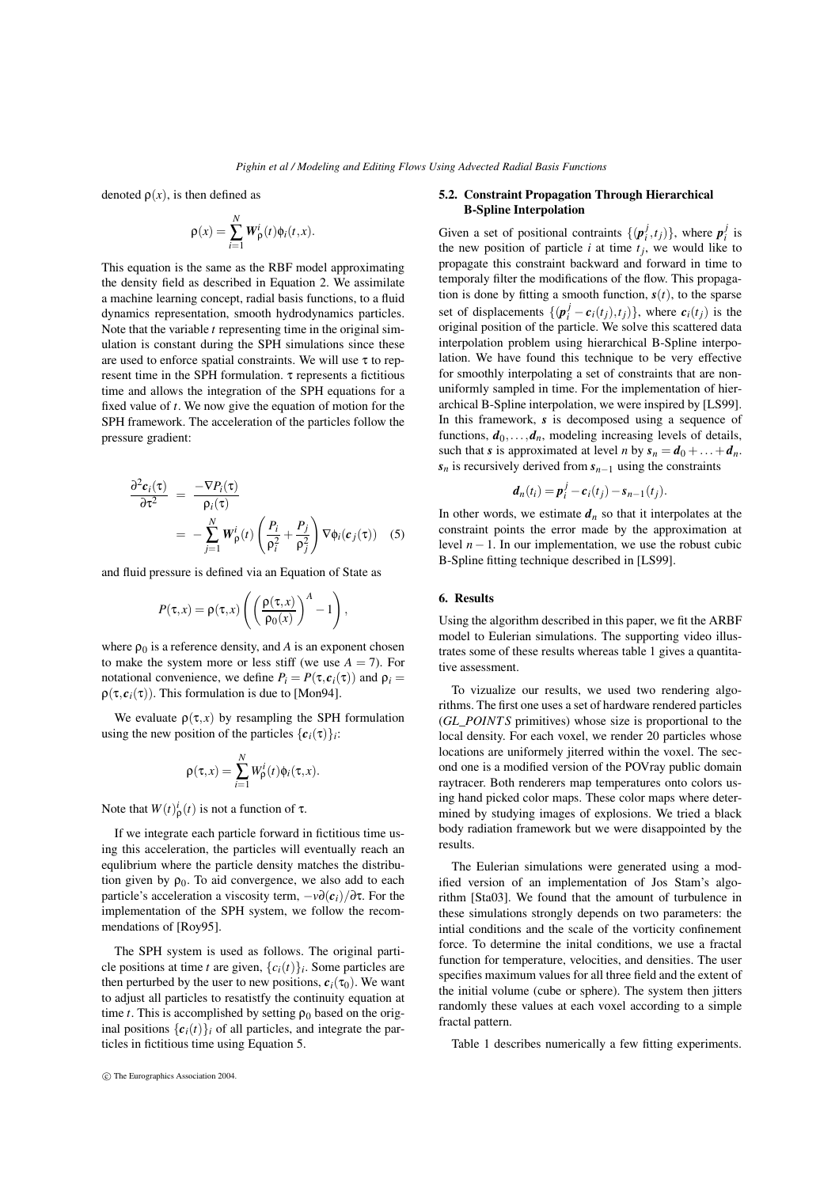denoted $\rho(x)$, is then defined as

$$\rho(x) = \sum_{i=1}^{N} \boldsymbol{W}_\rho^i(t)\phi_i(t,x).$$

This equation is the same as the RBF model approximating the density field as described in Equation 2. We assimilate a machine learning concept, radial basis functions, to a fluid dynamics representation, smooth hydrodynamics particles. Note that the variable $t$ representing time in the original simulation is constant during the SPH simulations since these are used to enforce spatial constraints. We will use $\tau$ to represent time in the SPH formulation. $\tau$ represents a fictitious time and allows the integration of the SPH equations for a fixed value of $t$. We now give the equation of motion for the SPH framework. The acceleration of the particles follow the pressure gradient:

$$\begin{aligned}
\frac{\partial^2 \boldsymbol{c}_i(\tau)}{\partial \tau^2} &= \frac{-\nabla P_i(\tau)}{\rho_i(\tau)} \\
&= -\sum_{j=1}^{N} \boldsymbol{W}_\rho^i(t) \left( \frac{P_i}{\rho_i^2} + \frac{P_j}{\rho_j^2} \right) \nabla \phi_i(\boldsymbol{c}_j(\tau)) \quad (5)
\end{aligned}$$

and fluid pressure is defined via an Equation of State as

$$P(\tau,x) = \rho(\tau,x) \left( \left( \frac{\rho(\tau,x)}{\rho_0(x)} \right)^A - 1 \right),$$

where $\rho_0$ is a reference density, and $A$ is an exponent chosen to make the system more or less stiff (we use $A = 7$). For notational convenience, we define $P_i = P(\tau, \boldsymbol{c}_i(\tau))$ and $\rho_i = \rho(\tau, \boldsymbol{c}_i(\tau))$. This formulation is due to [Mon94].

We evaluate $\rho(\tau,x)$ by resampling the SPH formulation using the new position of the particles $\{\boldsymbol{c}_i(\tau)\}_i$:

$$\rho(\tau,x) = \sum_{i=1}^{N} W_\rho^i(t)\phi_i(\tau,x).$$

Note that $W(t)_\rho^i(t)$ is not a function of $\tau$.

If we integrate each particle forward in fictitious time using this acceleration, the particles will eventually reach an equlibrium where the particle density matches the distribution given by $\rho_0$. To aid convergence, we also add to each particle's acceleration a viscosity term, $-\nu\partial(\boldsymbol{c}_i)/\partial\tau$. For the implementation of the SPH system, we follow the recommendations of [Roy95].

The SPH system is used as follows. The original particle positions at time $t$ are given, $\{c_i(t)\}_i$. Some particles are then perturbed by the user to new positions, $\boldsymbol{c}_i(\tau_0)$. We want to adjust all particles to resatistfy the continuity equation at time $t$. This is accomplished by setting $\rho_0$ based on the original positions $\{\boldsymbol{c}_i(t)\}_i$ of all particles, and integrate the particles in fictitious time using Equation 5.

### 5.2. Constraint Propagation Through Hierarchical B-Spline Interpolation

Given a set of positional contraints $\{(\boldsymbol{p}_i^j, t_j)\}$, where $\boldsymbol{p}_i^j$ is the new position of particle $i$ at time $t_j$, we would like to propagate this constraint backward and forward in time to temporaly filter the modifications of the flow. This propagation is done by fitting a smooth function, $\boldsymbol{s}(t)$, to the sparse set of displacements $\{(\boldsymbol{p}_i^j - \boldsymbol{c}_i(t_j), t_j)\}$, where $\boldsymbol{c}_i(t_j)$ is the original position of the particle. We solve this scattered data interpolation problem using hierarchical B-Spline interpolation. We have found this technique to be very effective for smoothly interpolating a set of constraints that are non-uniformly sampled in time. For the implementation of hierarchical B-Spline interpolation, we were inspired by [LS99]. In this framework, $\boldsymbol{s}$ is decomposed using a sequence of functions, $\boldsymbol{d}_0, \ldots, \boldsymbol{d}_n$, modeling increasing levels of details, such that $\boldsymbol{s}$ is approximated at level $n$ by $\boldsymbol{s}_n = \boldsymbol{d}_0 + \ldots + \boldsymbol{d}_n$. $\boldsymbol{s}_n$ is recursively derived from $\boldsymbol{s}_{n-1}$ using the constraints

$$\boldsymbol{d}_n(t_i) = \boldsymbol{p}_i^j - \boldsymbol{c}_i(t_j) - \boldsymbol{s}_{n-1}(t_j).$$

In other words, we estimate $\boldsymbol{d}_n$ so that it interpolates at the constraint points the error made by the approximation at level $n-1$. In our implementation, we use the robust cubic B-Spline fitting technique described in [LS99].

## 6. Results

Using the algorithm described in this paper, we fit the ARBF model to Eulerian simulations. The supporting video illustrates some of these results whereas table 1 gives a quantitative assessment.

To vizualize our results, we used two rendering algorithms. The first one uses a set of hardware rendered particles (*GL_POINTS* primitives) whose size is proportional to the local density. For each voxel, we render 20 particles whose locations are uniformely jiterred within the voxel. The second one is a modified version of the POVray public domain raytracer. Both renderers map temperatures onto colors using hand picked color maps. These color maps where determined by studying images of explosions. We tried a black body radiation framework but we were disappointed by the results.

The Eulerian simulations were generated using a modified version of an implementation of Jos Stam's algorithm [Sta03]. We found that the amount of turbulence in these simulations strongly depends on two parameters: the intial conditions and the scale of the vorticity confinement force. To determine the inital conditions, we use a fractal function for temperature, velocities, and densities. The user specifies maximum values for all three field and the extent of the initial volume (cube or sphere). The system then jitters randomly these values at each voxel according to a simple fractal pattern.

Table 1 describes numerically a few fitting experiments.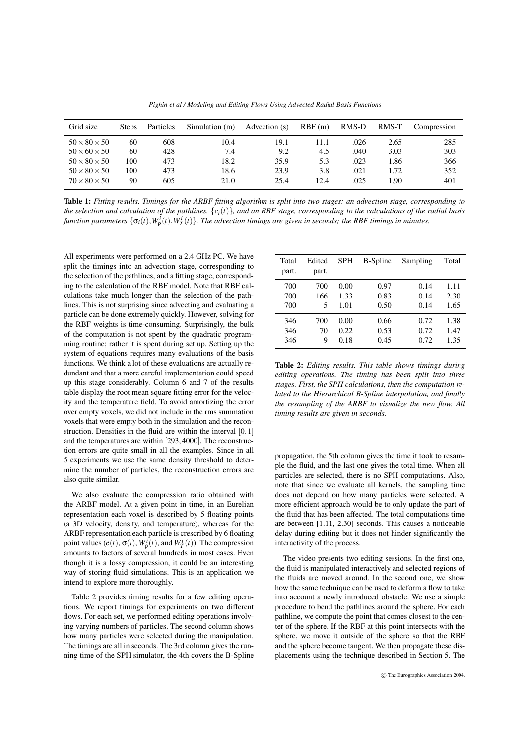| Grid size | Steps | Particles | Simulation (m) | Advection (s) | RBF (m) | RMS-D | RMS-T | Compression |
|---|---|---|---|---|---|---|---|---|
| $50\times80\times50$ | 60 | 608 | 10.4 | 19.1 | 11.1 | .026 | 2.65 | 285 |
| $50\times60\times50$ | 60 | 428 | 7.4 | 9.2 | 4.5 | .040 | 3.03 | 303 |
| $50\times80\times50$ | 100 | 473 | 18.2 | 35.9 | 5.3 | .023 | 1.86 | 366 |
| $50\times80\times50$ | 100 | 473 | 18.6 | 23.9 | 3.8 | .021 | 1.72 | 352 |
| $70\times80\times50$ | 90 | 605 | 21.0 | 25.4 | 12.4 | .025 | 1.90 | 401 |

**Table 1:** *Fitting results. Timings for the ARBF fitting algorithm is split into two stages: an advection stage, corresponding to the selection and calculation of the pathlines, $\{c_i(t)\}$, and an RBF stage, corresponding to the calculations of the radial basis function parameters $\{\sigma_i(t), W^i_\rho(t), W^i_T(t)\}$. The advection timings are given in seconds; the RBF timings in minutes.*

All experiments were performed on a 2.4 GHz PC. We have split the timings into an advection stage, corresponding to the selection of the pathlines, and a fitting stage, corresponding to the calculation of the RBF model. Note that RBF calculations take much longer than the selection of the pathlines. This is not surprising since advecting and evaluating a particle can be done extremely quickly. However, solving for the RBF weights is time-consuming. Surprisingly, the bulk of the computation is not spent by the quadratic programming routine; rather it is spent during set up. Setting up the system of equations requires many evaluations of the basis functions. We think a lot of these evaluations are actually redundant and that a more careful implementation could speed up this stage considerably. Column 6 and 7 of the results table display the root mean square fitting error for the velocity and the temperature field. To avoid amortizing the error over empty voxels, we did not include in the rms summation voxels that were empty both in the simulation and the reconstruction. Densities in the fluid are within the interval $[0,1]$ and the temperatures are within $[293, 4000]$. The reconstruction errors are quite small in all the examples. Since in all 5 experiments we use the same density threshold to determine the number of particles, the reconstruction errors are also quite similar.

We also evaluate the compression ratio obtained with the ARBF model. At a given point in time, in an Eurelian representation each voxel is described by 5 floating points (a 3D velocity, density, and temperature), whereas for the ARBF representation each particle is crescribed by 6 floating point values ($\boldsymbol{c}(t)$, $\sigma(t)$, $W^i_\rho(t)$, and $W^i_T(t)$). The compression amounts to factors of several hundreds in most cases. Even though it is a lossy compression, it could be an interesting way of storing fluid simulations. This is an application we intend to explore more thoroughly.

Table 2 provides timing results for a few editing operations. We report timings for experiments on two different flows. For each set, we performed editing operations involving varying numbers of particles. The second column shows how many particles were selected during the manipulation. The timings are all in seconds. The 3rd column gives the running time of the SPH simulator, the 4th covers the B-Spline propagation, the 5th column gives the time it took to resample the fluid, and the last one gives the total time. When all particles are selected, there is no SPH computations. Also, note that since we evaluate all kernels, the sampling time does not depend on how many particles were selected. A more efficient approach would be to only update the part of the fluid that has been affected. The total computations time are between [1.11, 2.30] seconds. This causes a noticeable delay during editing but it does not hinder significantly the interactivity of the process.

| Total part. | Edited part. | SPH | B-Spline | Sampling | Total |
|---|---|---|---|---|---|
| 700 | 700 | 0.00 | 0.97 | 0.14 | 1.11 |
| 700 | 166 | 1.33 | 0.83 | 0.14 | 2.30 |
| 700 | 5 | 1.01 | 0.50 | 0.14 | 1.65 |
| 346 | 700 | 0.00 | 0.66 | 0.72 | 1.38 |
| 346 | 70 | 0.22 | 0.53 | 0.72 | 1.47 |
| 346 | 9 | 0.18 | 0.45 | 0.72 | 1.35 |

**Table 2:** *Editing results. This table shows timings during editing operations. The timing has been split into three stages. First, the SPH calculations, then the computation related to the Hierarchical B-Spline interpolation, and finally the resampling of the ARBF to visualize the new flow. All timing results are given in seconds.*

The video presents two editing sessions. In the first one, the fluid is manipulated interactively and selected regions of the fluids are moved around. In the second one, we show how the same technique can be used to deform a flow to take into account a newly introduced obstacle. We use a simple procedure to bend the pathlines around the sphere. For each pathline, we compute the point that comes closest to the center of the sphere. If the RBF at this point intersects with the sphere, we move it outside of the sphere so that the RBF and the sphere become tangent. We then propagate these displacements using the technique described in Section 5. The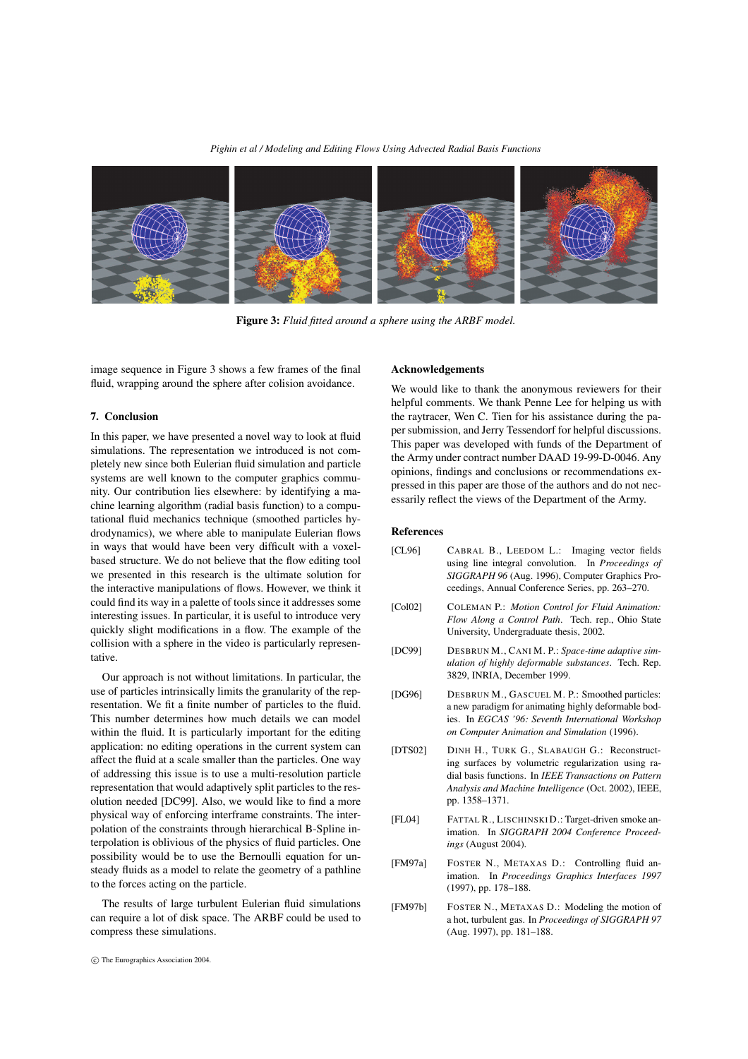**Figure 3:** *Fluid fitted around a sphere using the ARBF model.*

image sequence in Figure 3 shows a few frames of the final fluid, wrapping around the sphere after colision avoidance.

## 7. Conclusion

In this paper, we have presented a novel way to look at fluid simulations. The representation we introduced is not completely new since both Eulerian fluid simulation and particle systems are well known to the computer graphics community. Our contribution lies elsewhere: by identifying a machine learning algorithm (radial basis function) to a computational fluid mechanics technique (smoothed particles hydrodynamics), we where able to manipulate Eulerian flows in ways that would have been very difficult with a voxel-based structure. We do not believe that the flow editing tool we presented in this research is the ultimate solution for the interactive manipulations of flows. However, we think it could find its way in a palette of tools since it addresses some interesting issues. In particular, it is useful to introduce very quickly slight modifications in a flow. The example of the collision with a sphere in the video is particularly representative.

Our approach is not without limitations. In particular, the use of particles intrinsically limits the granularity of the representation. We fit a finite number of particles to the fluid. This number determines how much details we can model within the fluid. It is particularly important for the editing application: no editing operations in the current system can affect the fluid at a scale smaller than the particles. One way of addressing this issue is to use a multi-resolution particle representation that would adaptively split particles to the resolution needed [DC99]. Also, we would like to find a more physical way of enforcing interframe constraints. The interpolation of the constraints through hierarchical B-Spline interpolation is oblivious of the physics of fluid particles. One possibility would be to use the Bernoulli equation for unsteady fluids as a model to relate the geometry of a pathline to the forces acting on the particle.

The results of large turbulent Eulerian fluid simulations can require a lot of disk space. The ARBF could be used to compress these simulations.

## Acknowledgements

We would like to thank the anonymous reviewers for their helpful comments. We thank Penne Lee for helping us with the raytracer, Wen C. Tien for his assistance during the paper submission, and Jerry Tessendorf for helpful discussions. This paper was developed with funds of the Department of the Army under contract number DAAD 19-99-D-0046. Any opinions, findings and conclusions or recommendations expressed in this paper are those of the authors and do not necessarily reflect the views of the Department of the Army.

## References

[CL96] CABRAL B., LEEDOM L.: Imaging vector fields using line integral convolution. In *Proceedings of SIGGRAPH 96* (Aug. 1996), Computer Graphics Proceedings, Annual Conference Series, pp. 263–270.

[Col02] COLEMAN P.: *Motion Control for Fluid Animation: Flow Along a Control Path*. Tech. rep., Ohio State University, Undergraduate thesis, 2002.

[DC99] DESBRUN M., CANI M. P.: *Space-time adaptive simulation of highly deformable substances*. Tech. Rep. 3829, INRIA, December 1999.

[DG96] DESBRUN M., GASCUEL M. P.: Smoothed particles: a new paradigm for animating highly deformable bodies. In *EGCAS '96: Seventh International Workshop on Computer Animation and Simulation* (1996).

[DTS02] DINH H., TURK G., SLABAUGH G.: Reconstructing surfaces by volumetric regularization using radial basis functions. In *IEEE Transactions on Pattern Analysis and Machine Intelligence* (Oct. 2002), IEEE, pp. 1358–1371.

[FL04] FATTAL R., LISCHINSKI D.: Target-driven smoke animation. In *SIGGRAPH 2004 Conference Proceedings* (August 2004).

[FM97a] FOSTER N., METAXAS D.: Controlling fluid animation. In *Proceedings Graphics Interfaces 1997* (1997), pp. 178–188.

[FM97b] FOSTER N., METAXAS D.: Modeling the motion of a hot, turbulent gas. In *Proceedings of SIGGRAPH 97* (Aug. 1997), pp. 181–188.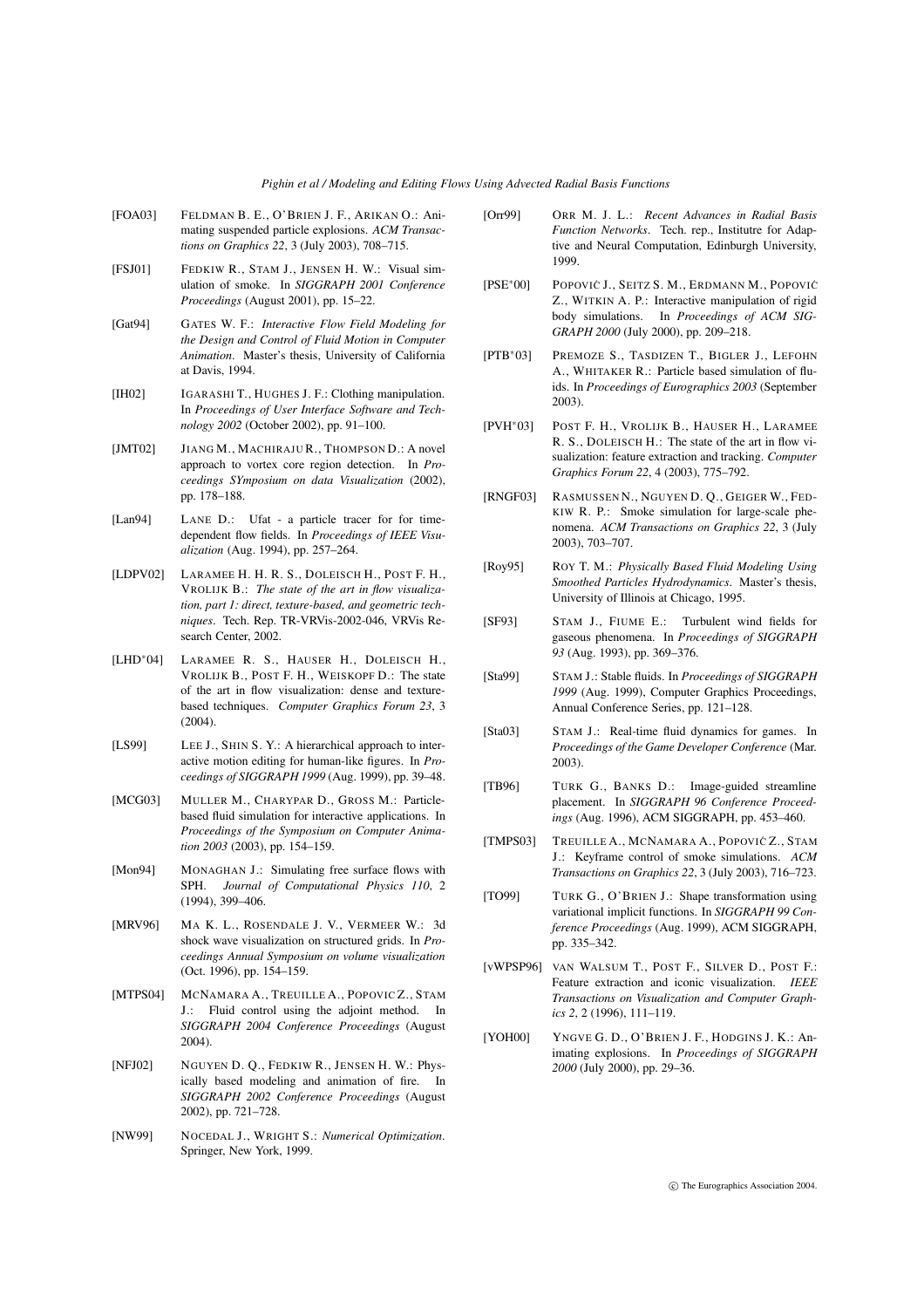[FOA03] FELDMAN B. E., O'BRIEN J. F., ARIKAN O.: Animating suspended particle explosions. *ACM Transactions on Graphics 22*, 3 (July 2003), 708–715.

[FSJ01] FEDKIW R., STAM J., JENSEN H. W.: Visual simulation of smoke. In *SIGGRAPH 2001 Conference Proceedings* (August 2001), pp. 15–22.

[Gat94] GATES W. F.: *Interactive Flow Field Modeling for the Design and Control of Fluid Motion in Computer Animation*. Master's thesis, University of California at Davis, 1994.

[IH02] IGARASHI T., HUGHES J. F.: Clothing manipulation. In *Proceedings of User Interface Software and Technology 2002* (October 2002), pp. 91–100.

[JMT02] JIANG M., MACHIRAJU R., THOMPSON D.: A novel approach to vortex core region detection. In *Proceedings SYmposium on data Visualization* (2002), pp. 178–188.

[Lan94] LANE D.: Ufat - a particle tracer for for time-dependent flow fields. In *Proceedings of IEEE Visualization* (Aug. 1994), pp. 257–264.

[LDPV02] LARAMEE H. H. R. S., DOLEISCH H., POST F. H., VROLIJK B.: *The state of the art in flow visualization, part 1: direct, texture-based, and geometric techniques*. Tech. Rep. TR-VRVis-2002-046, VRVis Research Center, 2002.

[LHD*04] LARAMEE R. S., HAUSER H., DOLEISCH H., VROLIJK B., POST F. H., WEISKOPF D.: The state of the art in flow visualization: dense and texture-based techniques. *Computer Graphics Forum 23*, 3 (2004).

[LS99] LEE J., SHIN S. Y.: A hierarchical approach to interactive motion editing for human-like figures. In *Proceedings of SIGGRAPH 1999* (Aug. 1999), pp. 39–48.

[MCG03] MULLER M., CHARYPAR D., GROSS M.: Particle-based fluid simulation for interactive applications. In *Proceedings of the Symposium on Computer Animation 2003* (2003), pp. 154–159.

[Mon94] MONAGHAN J.: Simulating free surface flows with SPH. *Journal of Computational Physics 110*, 2 (1994), 399–406.

[MRV96] MA K. L., ROSENDALE J. V., VERMEER W.: 3d shock wave visualization on structured grids. In *Proceedings Annual Symposium on volume visualization* (Oct. 1996), pp. 154–159.

[MTPS04] MCNAMARA A., TREUILLE A., POPOVIC Z., STAM J.: Fluid control using the adjoint method. In *SIGGRAPH 2004 Conference Proceedings* (August 2004).

[NFJ02] NGUYEN D. Q., FEDKIW R., JENSEN H. W.: Physically based modeling and animation of fire. In *SIGGRAPH 2002 Conference Proceedings* (August 2002), pp. 721–728.

[NW99] NOCEDAL J., WRIGHT S.: *Numerical Optimization*. Springer, New York, 1999.

[Orr99] ORR M. J. L.: *Recent Advances in Radial Basis Function Networks*. Tech. rep., Institutre for Adaptive and Neural Computation, Edinburgh University, 1999.

[PSE*00] POPOVIĆ J., SEITZ S. M., ERDMANN M., POPOVIĆ Z., WITKIN A. P.: Interactive manipulation of rigid body simulations. In *Proceedings of ACM SIGGRAPH 2000* (July 2000), pp. 209–218.

[PTB*03] PREMOZE S., TASDIZEN T., BIGLER J., LEFOHN A., WHITAKER R.: Particle based simulation of fluids. In *Proceedings of Eurographics 2003* (September 2003).

[PVH*03] POST F. H., VROLIJK B., HAUSER H., LARAMEE R. S., DOLEISCH H.: The state of the art in flow visualization: feature extraction and tracking. *Computer Graphics Forum 22*, 4 (2003), 775–792.

[RNGF03] RASMUSSEN N., NGUYEN D. Q., GEIGER W., FEDKIW R. P.: Smoke simulation for large-scale phenomena. *ACM Transactions on Graphics 22*, 3 (July 2003), 703–707.

[Roy95] ROY T. M.: *Physically Based Fluid Modeling Using Smoothed Particles Hydrodynamics*. Master's thesis, University of Illinois at Chicago, 1995.

[SF93] STAM J., FIUME E.: Turbulent wind fields for gaseous phenomena. In *Proceedings of SIGGRAPH 93* (Aug. 1993), pp. 369–376.

[Sta99] STAM J.: Stable fluids. In *Proceedings of SIGGRAPH 1999* (Aug. 1999), Computer Graphics Proceedings, Annual Conference Series, pp. 121–128.

[Sta03] STAM J.: Real-time fluid dynamics for games. In *Proceedings of the Game Developer Conference* (Mar. 2003).

[TB96] TURK G., BANKS D.: Image-guided streamline placement. In *SIGGRAPH 96 Conference Proceedings* (Aug. 1996), ACM SIGGRAPH, pp. 453–460.

[TMPS03] TREUILLE A., MCNAMARA A., POPOVIĆ Z., STAM J.: Keyframe control of smoke simulations. *ACM Transactions on Graphics 22*, 3 (July 2003), 716–723.

[TO99] TURK G., O'BRIEN J.: Shape transformation using variational implicit functions. In *SIGGRAPH 99 Conference Proceedings* (Aug. 1999), ACM SIGGRAPH, pp. 335–342.

[vWPSP96] VAN WALSUM T., POST F., SILVER D., POST F.: Feature extraction and iconic visualization. *IEEE Transactions on Visualization and Computer Graphics 2*, 2 (1996), 111–119.

[YOH00] YNGVE G. D., O'BRIEN J. F., HODGINS J. K.: Animating explosions. In *Proceedings of SIGGRAPH 2000* (July 2000), pp. 29–36.